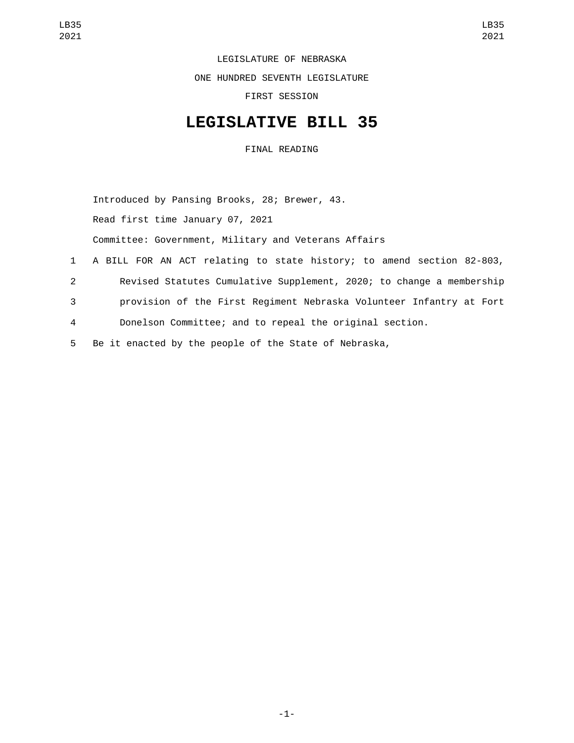LEGISLATURE OF NEBRASKA

ONE HUNDRED SEVENTH LEGISLATURE

FIRST SESSION

# LEGISLATIVE BILL 35

FINAL READING

Introduced by Pansing Brooks, 28; Brewer, 43.

Read first time January 07, 2021

Committee: Government, Military and Veterans Affairs

1 A BILL FOR AN ACT relating to state history; to amend section 82-803,
2 Revised Statutes Cumulative Supplement, 2020; to change a membership
3 provision of the First Regiment Nebraska Volunteer Infantry at Fort
4 Donelson Committee; and to repeal the original section.
5 Be it enacted by the people of the State of Nebraska,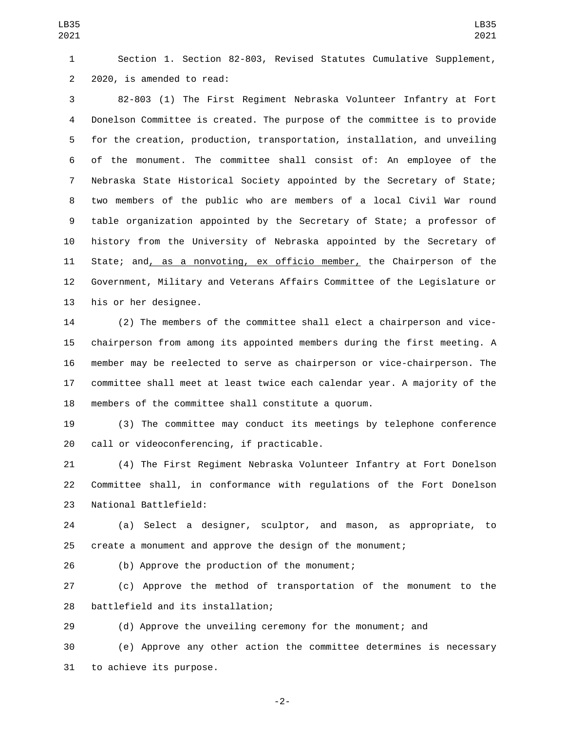Section 1. Section 82-803, Revised Statutes Cumulative Supplement, 2020, is amended to read:

82-803 (1) The First Regiment Nebraska Volunteer Infantry at Fort Donelson Committee is created. The purpose of the committee is to provide for the creation, production, transportation, installation, and unveiling of the monument. The committee shall consist of: An employee of the Nebraska State Historical Society appointed by the Secretary of State; two members of the public who are members of a local Civil War round table organization appointed by the Secretary of State; a professor of history from the University of Nebraska appointed by the Secretary of State; and<u>, as a nonvoting, ex officio member,</u> the Chairperson of the Government, Military and Veterans Affairs Committee of the Legislature or his or her designee.

(2) The members of the committee shall elect a chairperson and vice-chairperson from among its appointed members during the first meeting. A member may be reelected to serve as chairperson or vice-chairperson. The committee shall meet at least twice each calendar year. A majority of the members of the committee shall constitute a quorum.

(3) The committee may conduct its meetings by telephone conference call or videoconferencing, if practicable.

(4) The First Regiment Nebraska Volunteer Infantry at Fort Donelson Committee shall, in conformance with regulations of the Fort Donelson National Battlefield:

(a) Select a designer, sculptor, and mason, as appropriate, to create a monument and approve the design of the monument;

(b) Approve the production of the monument;

(c) Approve the method of transportation of the monument to the battlefield and its installation;

(d) Approve the unveiling ceremony for the monument; and

(e) Approve any other action the committee determines is necessary to achieve its purpose.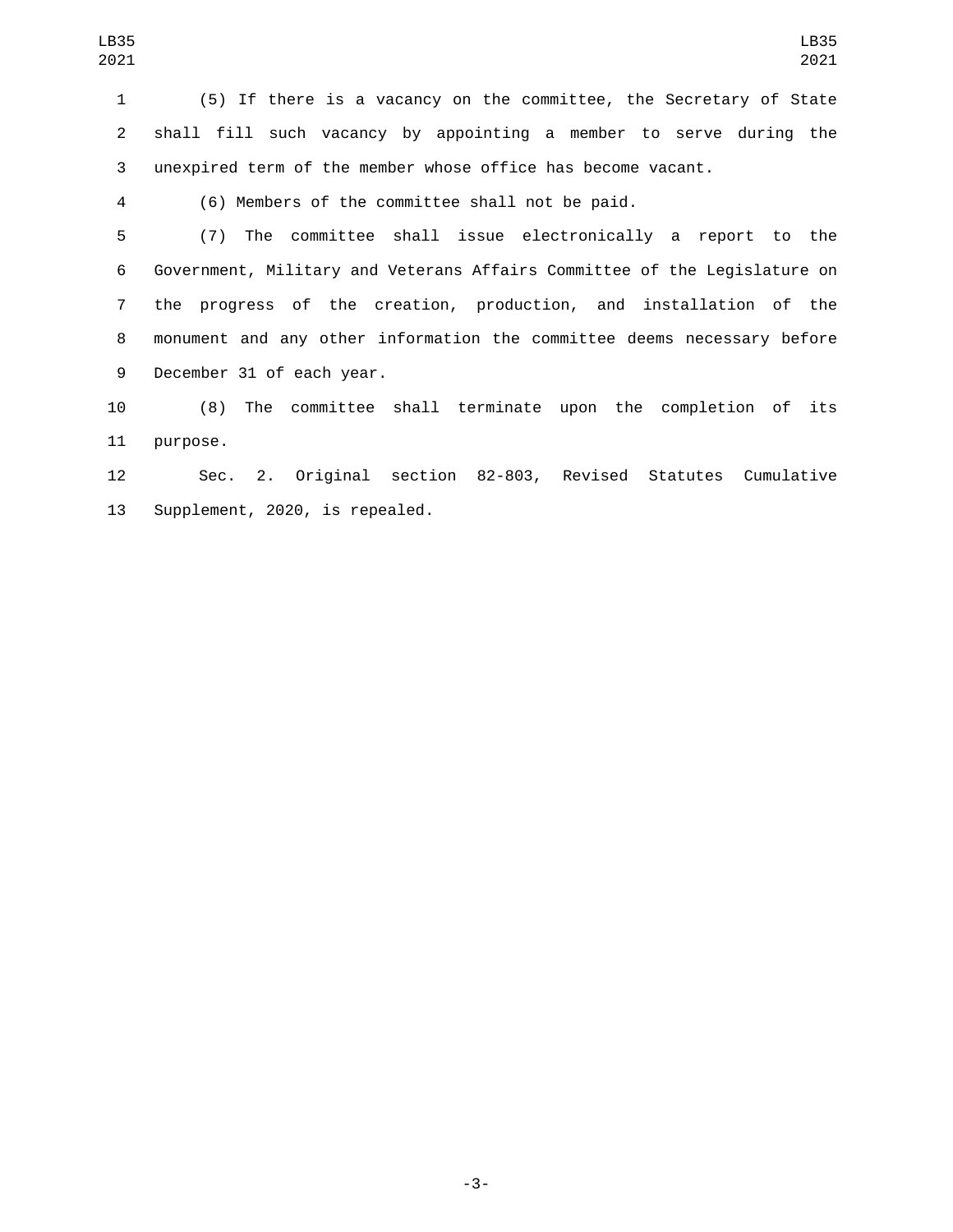(5) If there is a vacancy on the committee, the Secretary of State shall fill such vacancy by appointing a member to serve during the unexpired term of the member whose office has become vacant.

(6) Members of the committee shall not be paid.

(7) The committee shall issue electronically a report to the Government, Military and Veterans Affairs Committee of the Legislature on the progress of the creation, production, and installation of the monument and any other information the committee deems necessary before December 31 of each year.

(8) The committee shall terminate upon the completion of its purpose.

Sec. 2. Original section 82-803, Revised Statutes Cumulative Supplement, 2020, is repealed.